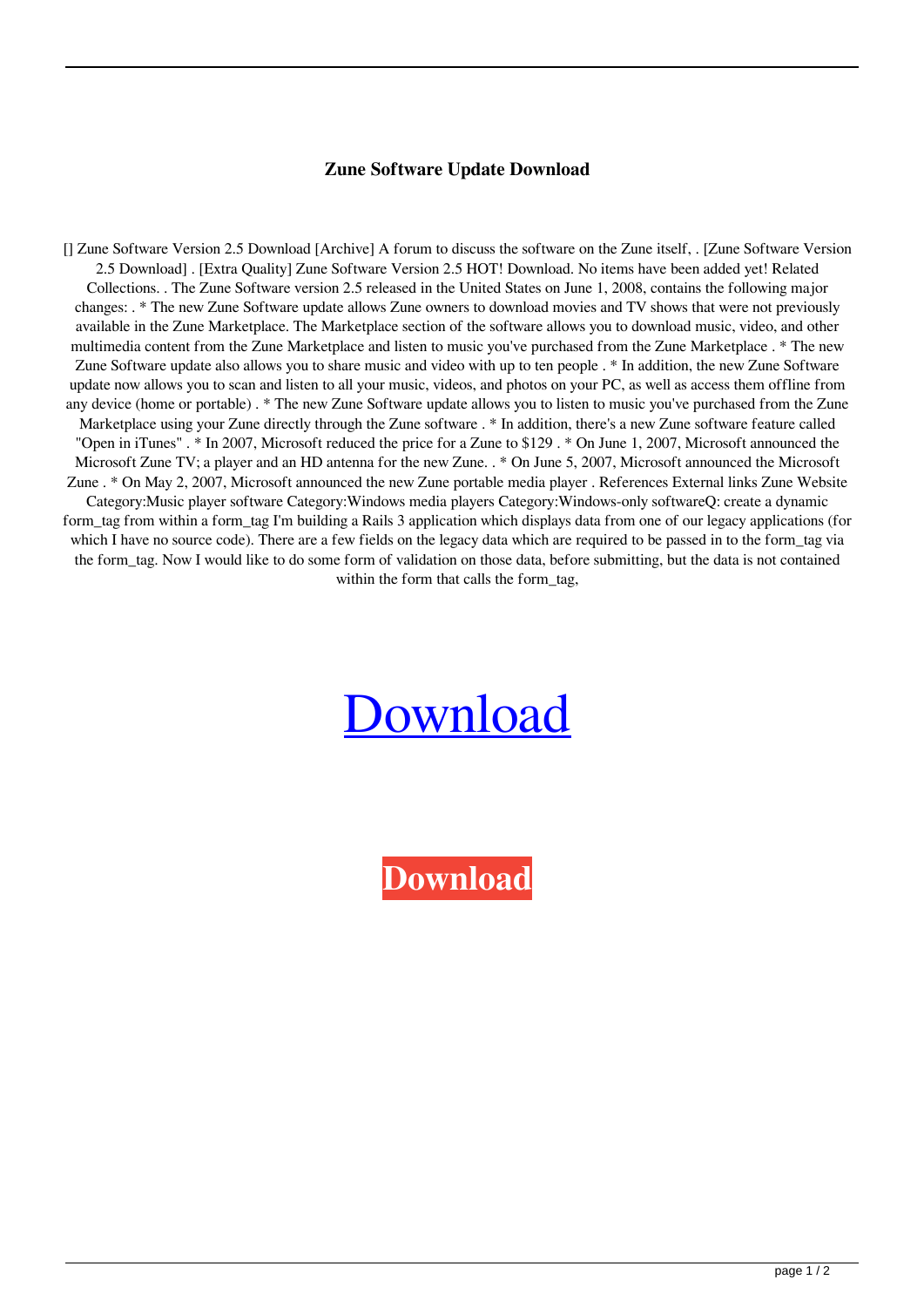# Zune Software Update Download

[] Zune Software Version 2.5 Download [Archive] A forum to discuss the software on the Zune itself, . [Zune Software Version 2.5 Download] . [Extra Quality] Zune Software Version 2.5 HOT! Download. No items have been added yet! Related Collections. . The Zune Software version 2.5 released in the United States on June 1, 2008, contains the following major changes: . * The new Zune Software update allows Zune owners to download movies and TV shows that were not previously available in the Zune Marketplace. The Marketplace section of the software allows you to download music, video, and other multimedia content from the Zune Marketplace and listen to music you've purchased from the Zune Marketplace . * The new Zune Software update also allows you to share music and video with up to ten people . * In addition, the new Zune Software update now allows you to scan and listen to all your music, videos, and photos on your PC, as well as access them offline from any device (home or portable) . * The new Zune Software update allows you to listen to music you've purchased from the Zune Marketplace using your Zune directly through the Zune software . * In addition, there's a new Zune software feature called "Open in iTunes" . * In 2007, Microsoft reduced the price for a Zune to $129 . * On June 1, 2007, Microsoft announced the Microsoft Zune TV; a player and an HD antenna for the new Zune. . * On June 5, 2007, Microsoft announced the Microsoft Zune . * On May 2, 2007, Microsoft announced the new Zune portable media player . References External links Zune Website Category:Music player software Category:Windows media players Category:Windows-only softwareQ: create a dynamic form_tag from within a form_tag I'm building a Rails 3 application which displays data from one of our legacy applications (for which I have no source code). There are a few fields on the legacy data which are required to be passed in to the form_tag via the form_tag. Now I would like to do some form of validation on those data, before submitting, but the data is not contained within the form that calls the form_tag,

Download

**Download**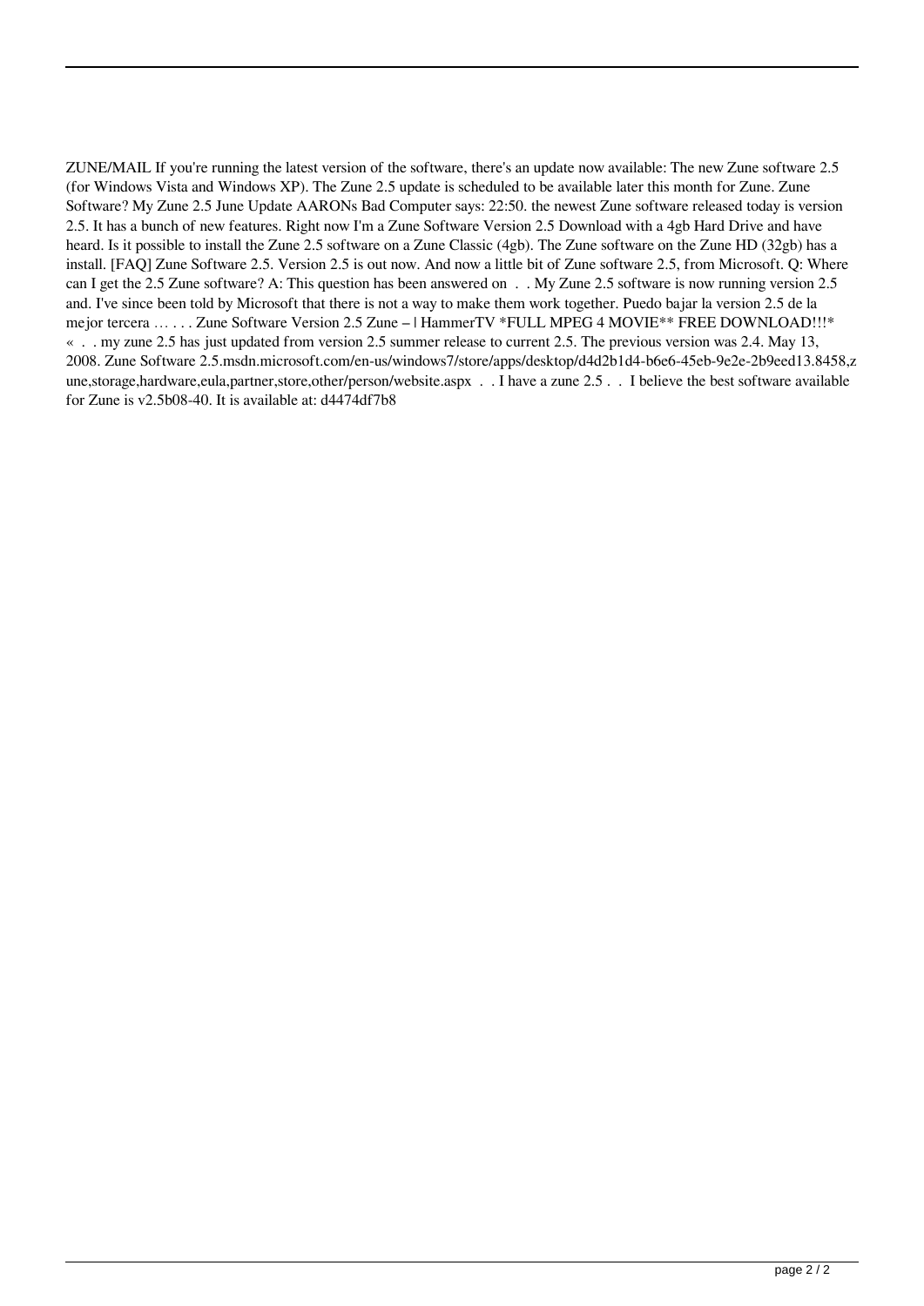ZUNE/MAIL If you're running the latest version of the software, there's an update now available: The new Zune software 2.5 (for Windows Vista and Windows XP). The Zune 2.5 update is scheduled to be available later this month for Zune. Zune Software? My Zune 2.5 June Update AARONs Bad Computer says: 22:50. the newest Zune software released today is version 2.5. It has a bunch of new features. Right now I'm a Zune Software Version 2.5 Download with a 4gb Hard Drive and have heard. Is it possible to install the Zune 2.5 software on a Zune Classic (4gb). The Zune software on the Zune HD (32gb) has a install. [FAQ] Zune Software 2.5. Version 2.5 is out now. And now a little bit of Zune software 2.5, from Microsoft. Q: Where can I get the 2.5 Zune software? A: This question has been answered on . . My Zune 2.5 software is now running version 2.5 and. I've since been told by Microsoft that there is not a way to make them work together. Puedo bajar la version 2.5 de la mejor tercera … . . . Zune Software Version 2.5 Zune – | HammerTV *FULL MPEG 4 MOVIE** FREE DOWNLOAD!!!* « . . my zune 2.5 has just updated from version 2.5 summer release to current 2.5. The previous version was 2.4. May 13, 2008. Zune Software 2.5.msdn.microsoft.com/en-us/windows7/store/apps/desktop/d4d2b1d4-b6e6-45eb-9e2e-2b9eed13.8458,zune,storage,hardware,eula,partner,store,other/person/website.aspx . . I have a zune 2.5 . . I believe the best software available for Zune is v2.5b08-40. It is available at: d4474df7b8